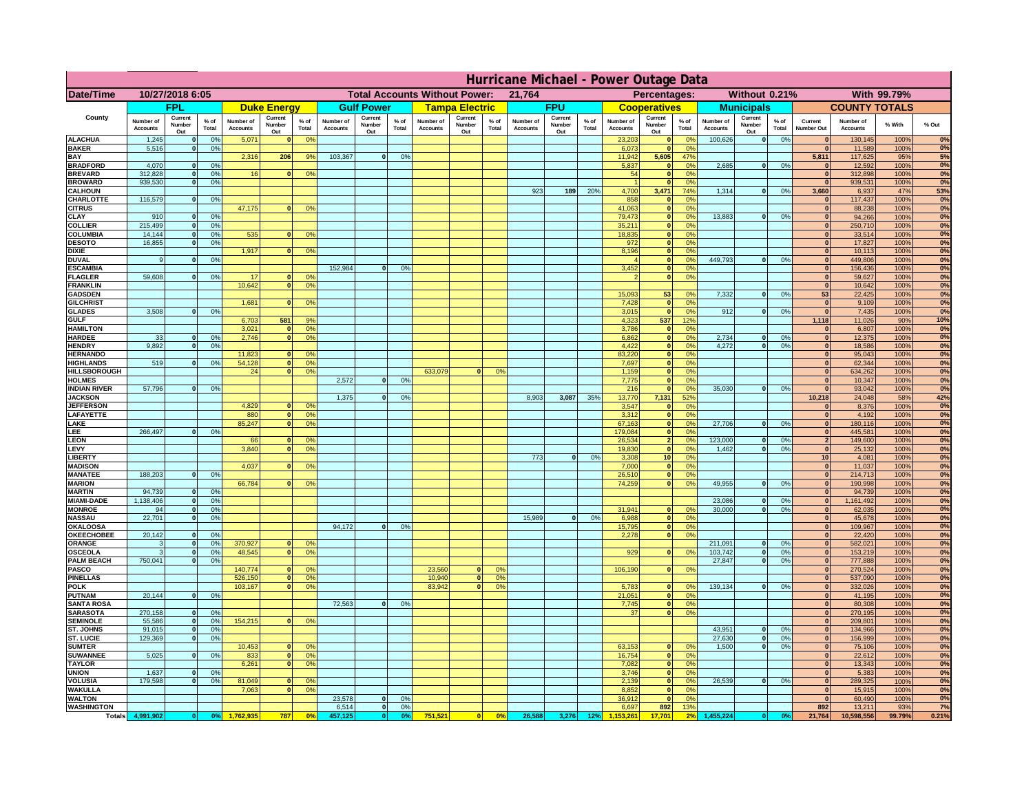# Hurricane Michael - Power Outage Data

**Date/Time:** 10/27/2018 6:05 | **Total Accounts Without Power:** 21,764 | **Percentages:** Without 0.21% | With 99.79%

| County | FPL | | | Duke Energy | | | Gulf Power | | | Tampa Electric | | | FPU | | | Cooperatives | | | Municipals | | | COUNTY TOTALS | | | |
|---|---|---|---|---|---|---|---|---|---|---|---|---|---|---|---|---|---|---|---|---|---|---|---|---|---|
| | Number of Accounts | Current Number Out | % of Total | Number of Accounts | Current Number Out | % of Total | Number of Accounts | Current Number Out | % of Total | Number of Accounts | Current Number Out | % of Total | Number of Accounts | Current Number Out | % of Total | Number of Accounts | Current Number Out | % of Total | Number of Accounts | Current Number Out | % of Total | Current Number Out | Number of Accounts | % With | % Out |
| ALACHUA | 1,245 | 0 | 0% | 5,071 | 0 | 0% | | | | | | | | | | 23,203 | 0 | 0% | 100,626 | 0 | 0% | 0 | 130,145 | 100% | 0% |
| BAKER | 5,516 | 0 | 0% | | | | | | | | | | | | | 6,073 | 0 | 0% | | | | 0 | 11,589 | 100% | 0% |
| BAY | | | | 2,316 | 206 | 9% | 103,367 | 0 | 0% | | | | | | | 11,942 | 5,605 | 47% | | | | 5,811 | 117,625 | 95% | 5% |
| BRADFORD | 4,070 | 0 | 0% | | | | | | | | | | | | | 5,837 | 0 | 0% | 2,685 | 0 | 0% | 0 | 12,592 | 100% | 0% |
| BREVARD | 312,828 | 0 | 0% | 16 | 0 | 0% | | | | | | | | | | 54 | 0 | 0% | | | | 0 | 312,898 | 100% | 0% |
| BROWARD | 939,530 | 0 | 0% | | | | | | | | | | | | | 1 | 0 | 0% | | | | 0 | 939,531 | 100% | 0% |
| CALHOUN | | | | | | | | | | | | | 923 | 189 | 20% | 4,700 | 3,471 | 74% | 1,314 | 0 | 0% | 3,660 | 6,937 | 47% | 53% |
| CHARLOTTE | 116,579 | 0 | 0% | | | | | | | | | | | | | 858 | 0 | 0% | | | | 0 | 117,437 | 100% | 0% |
| CITRUS | | | | 47,175 | 0 | 0% | | | | | | | | | | 41,063 | 0 | 0% | | | | 0 | 88,238 | 100% | 0% |
| CLAY | 910 | 0 | 0% | | | | | | | | | | | | | 79,473 | 0 | 0% | 13,883 | 0 | 0% | 0 | 94,266 | 100% | 0% |
| COLLIER | 215,499 | 0 | 0% | | | | | | | | | | | | | 35,211 | 0 | 0% | | | | 0 | 250,710 | 100% | 0% |
| COLUMBIA | 14,144 | 0 | 0% | 535 | 0 | 0% | | | | | | | | | | 18,835 | 0 | 0% | | | | 0 | 33,514 | 100% | 0% |
| DESOTO | 16,855 | 0 | 0% | | | | | | | | | | | | | 972 | 0 | 0% | | | | 0 | 17,827 | 100% | 0% |
| DIXIE | | | | 1,917 | 0 | 0% | | | | | | | | | | 8,196 | 0 | 0% | | | | 0 | 10,113 | 100% | 0% |
| DUVAL | 9 | 0 | 0% | | | | | | | | | | | | | 4 | 0 | 0% | 449,793 | 0 | 0% | 0 | 449,806 | 100% | 0% |
| ESCAMBIA | | | | | | | 152,984 | 0 | 0% | | | | | | | 3,452 | 0 | 0% | | | | 0 | 156,436 | 100% | 0% |
| FLAGLER | 59,608 | 0 | 0% | 17 | 0 | 0% | | | | | | | | | | 2 | 0 | 0% | | | | 0 | 59,627 | 100% | 0% |
| FRANKLIN | | | | 10,642 | 0 | 0% | | | | | | | | | | | | | | | | 0 | 10,642 | 100% | 0% |
| GADSDEN | | | | | | | | | | | | | | | | 15,093 | 53 | 0% | 7,332 | 0 | 0% | 53 | 22,425 | 100% | 0% |
| GILCHRIST | | | | 1,681 | 0 | 0% | | | | | | | | | | 7,428 | 0 | 0% | | | | 0 | 9,109 | 100% | 0% |
| GLADES | 3,508 | 0 | 0% | | | | | | | | | | | | | 3,015 | 0 | 0% | 912 | 0 | 0% | 0 | 7,435 | 100% | 0% |
| GULF | | | | 6,703 | 581 | 9% | | | | | | | | | | 4,323 | 537 | 12% | | | | 1,118 | 11,026 | 90% | 10% |
| HAMILTON | | | | 3,021 | 0 | 0% | | | | | | | | | | 3,786 | 0 | 0% | | | | 0 | 6,807 | 100% | 0% |
| HARDEE | 33 | 0 | 0% | 2,746 | 0 | 0% | | | | | | | | | | 6,862 | 0 | 0% | 2,734 | 0 | 0% | 0 | 12,375 | 100% | 0% |
| HENDRY | 9,892 | 0 | 0% | | | | | | | | | | | | | 4,422 | 0 | 0% | 4,272 | 0 | 0% | 0 | 18,586 | 100% | 0% |
| HERNANDO | | | | 11,823 | 0 | 0% | | | | | | | | | | 83,220 | 0 | 0% | | | | 0 | 95,043 | 100% | 0% |
| HIGHLANDS | 519 | 0 | 0% | 54,128 | 0 | 0% | | | | | | | | | | 7,697 | 0 | 0% | | | | 0 | 62,344 | 100% | 0% |
| HILLSBOROUGH | | | | 24 | 0 | 0% | | | | 633,079 | 0 | 0% | | | | 1,159 | 0 | 0% | | | | 0 | 634,262 | 100% | 0% |
| HOLMES | | | | | | | 2,572 | 0 | 0% | | | | | | | 7,775 | 0 | 0% | | | | 0 | 10,347 | 100% | 0% |
| INDIAN RIVER | 57,796 | 0 | 0% | | | | | | | | | | | | | 216 | 0 | 0% | 35,030 | 0 | 0% | 0 | 93,042 | 100% | 0% |
| JACKSON | | | | | | | 1,375 | 0 | 0% | | | | 8,903 | 3,087 | 35% | 13,770 | 7,131 | 52% | | | | 10,218 | 24,048 | 58% | 42% |
| JEFFERSON | | | | 4,829 | 0 | 0% | | | | | | | | | | 3,547 | 0 | 0% | | | | 0 | 8,376 | 100% | 0% |
| LAFAYETTE | | | | 880 | 0 | 0% | | | | | | | | | | 3,312 | 0 | 0% | | | | 0 | 4,192 | 100% | 0% |
| LAKE | | | | 85,247 | 0 | 0% | | | | | | | | | | 67,163 | 0 | 0% | 27,706 | 0 | 0% | 0 | 180,116 | 100% | 0% |
| LEE | 266,497 | 0 | 0% | | | | | | | | | | | | | 179,084 | 0 | 0% | | | | 0 | 445,581 | 100% | 0% |
| LEON | | | | 66 | 0 | 0% | | | | | | | | | | 26,534 | 2 | 0% | 123,000 | 0 | 0% | 2 | 149,600 | 100% | 0% |
| LEVY | | | | 3,840 | 0 | 0% | | | | | | | | | | 19,830 | 0 | 0% | 1,462 | 0 | 0% | 0 | 25,132 | 100% | 0% |
| LIBERTY | | | | | | | | | | | | | 773 | 0 | 0% | 3,308 | 10 | 0% | | | | 10 | 4,081 | 100% | 0% |
| MADISON | | | | 4,037 | 0 | 0% | | | | | | | | | | 7,000 | 0 | 0% | | | | 0 | 11,037 | 100% | 0% |
| MANATEE | 188,203 | 0 | 0% | | | | | | | | | | | | | 26,510 | 0 | 0% | | | | 0 | 214,713 | 100% | 0% |
| MARION | | | | 66,784 | 0 | 0% | | | | | | | | | | 74,259 | 0 | 0% | 49,955 | 0 | 0% | 0 | 190,998 | 100% | 0% |
| MARTIN | 94,739 | 0 | 0% | | | | | | | | | | | | | | | | | | | 0 | 94,739 | 100% | 0% |
| MIAMI-DADE | 1,138,406 | 0 | 0% | | | | | | | | | | | | | | | | 23,086 | 0 | 0% | 0 | 1,161,492 | 100% | 0% |
| MONROE | 94 | 0 | 0% | | | | | | | | | | | | | 31,941 | 0 | 0% | 30,000 | 0 | 0% | 0 | 62,035 | 100% | 0% |
| NASSAU | 22,701 | 0 | 0% | | | | | | | | | | 15,989 | 0 | 0% | 6,988 | 0 | 0% | | | | 0 | 45,678 | 100% | 0% |
| OKALOOSA | | | | | | | 94,172 | 0 | 0% | | | | | | | 15,795 | 0 | 0% | | | | 0 | 109,967 | 100% | 0% |
| OKEECHOBEE | 20,142 | 0 | 0% | | | | | | | | | | | | | 2,278 | 0 | 0% | | | | 0 | 22,420 | 100% | 0% |
| ORANGE | 3 | 0 | 0% | 370,927 | 0 | 0% | | | | | | | | | | | | | 211,091 | 0 | 0% | 0 | 582,021 | 100% | 0% |
| OSCEOLA | 3 | 0 | 0% | 48,545 | 0 | 0% | | | | | | | | | | 929 | 0 | 0% | 103,742 | 0 | 0% | 0 | 153,219 | 100% | 0% |
| PALM BEACH | 750,041 | 0 | 0% | | | | | | | | | | | | | | | | 27,847 | 0 | 0% | 0 | 777,888 | 100% | 0% |
| PASCO | | | | 140,774 | 0 | 0% | | | | 23,560 | 0 | 0% | | | | 106,190 | 0 | 0% | | | | 0 | 270,524 | 100% | 0% |
| PINELLAS | | | | 526,150 | 0 | 0% | | | | 10,940 | 0 | 0% | | | | | | | | | | 0 | 537,090 | 100% | 0% |
| POLK | | | | 103,167 | 0 | 0% | | | | 83,942 | 0 | 0% | | | | 5,783 | 0 | 0% | 139,134 | 0 | 0% | 0 | 332,026 | 100% | 0% |
| PUTNAM | 20,144 | 0 | 0% | | | | | | | | | | | | | 21,051 | 0 | 0% | | | | 0 | 41,195 | 100% | 0% |
| SANTA ROSA | | | | | | | 72,563 | 0 | 0% | | | | | | | 7,745 | 0 | 0% | | | | 0 | 80,308 | 100% | 0% |
| SARASOTA | 270,158 | 0 | 0% | | | | | | | | | | | | | 37 | 0 | 0% | | | | 0 | 270,195 | 100% | 0% |
| SEMINOLE | 55,586 | 0 | 0% | 154,215 | 0 | 0% | | | | | | | | | | | | | | | | 0 | 209,801 | 100% | 0% |
| ST. JOHNS | 91,015 | 0 | 0% | | | | | | | | | | | | | | | | 43,951 | 0 | 0% | 0 | 134,966 | 100% | 0% |
| ST. LUCIE | 129,369 | 0 | 0% | | | | | | | | | | | | | | | | 27,630 | 0 | 0% | 0 | 156,999 | 100% | 0% |
| SUMTER | | | | 10,453 | 0 | 0% | | | | | | | | | | 63,153 | 0 | 0% | 1,500 | 0 | 0% | 0 | 75,106 | 100% | 0% |
| SUWANNEE | 5,025 | 0 | 0% | 833 | 0 | 0% | | | | | | | | | | 16,754 | 0 | 0% | | | | 0 | 22,612 | 100% | 0% |
| TAYLOR | | | | 6,261 | 0 | 0% | | | | | | | | | | 7,082 | 0 | 0% | | | | 0 | 13,343 | 100% | 0% |
| UNION | 1,637 | 0 | 0% | | | | | | | | | | | | | 3,746 | 0 | 0% | | | | 0 | 5,383 | 100% | 0% |
| VOLUSIA | 179,598 | 0 | 0% | 81,049 | 0 | 0% | | | | | | | | | | 2,139 | 0 | 0% | 26,539 | 0 | 0% | 0 | 289,325 | 100% | 0% |
| WAKULLA | | | | 7,063 | 0 | 0% | | | | | | | | | | 8,852 | 0 | 0% | | | | 0 | 15,915 | 100% | 0% |
| WALTON | | | | | | | 23,578 | 0 | 0% | | | | | | | 36,912 | 0 | 0% | | | | 0 | 60,490 | 100% | 0% |
| WASHINGTON | | | | | | | 6,514 | 0 | 0% | | | | | | | 6,697 | 892 | 13% | | | | 892 | 13,211 | 93% | 7% |
| Totals | 4,991,902 | 0 | 0% | 1,762,935 | 787 | 0% | 457,125 | 0 | 0% | 751,521 | 0 | 0% | 26,588 | 3,276 | 12% | 1,153,261 | 17,701 | 2% | 1,455,224 | 0 | 0% | 21,764 | 10,598,556 | 99.79% | 0.21% |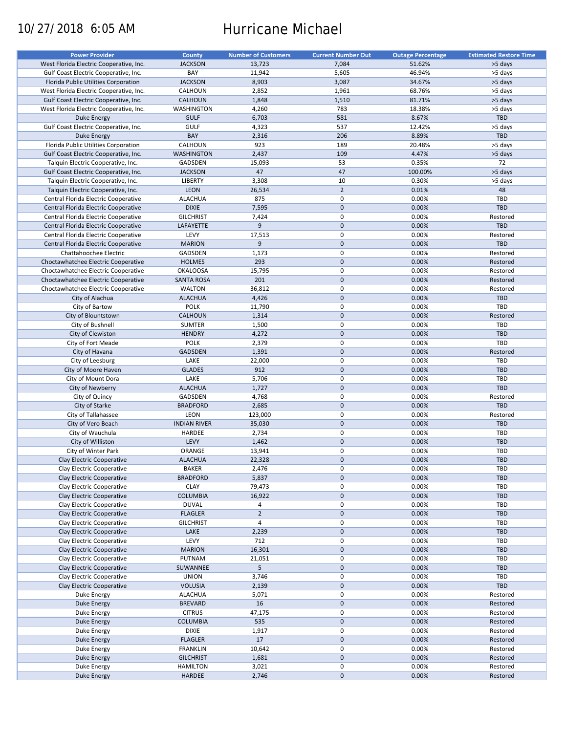10/27/2018 6:05 AM

# Hurricane Michael

| Power Provider | County | Number of Customers | Current Number Out | Outage Percentage | Estimated Restore Time |
|---|---|---|---|---|---|
| West Florida Electric Cooperative, Inc. | JACKSON | 13,723 | 7,084 | 51.62% | >5 days |
| Gulf Coast Electric Cooperative, Inc. | BAY | 11,942 | 5,605 | 46.94% | >5 days |
| Florida Public Utilities Corporation | JACKSON | 8,903 | 3,087 | 34.67% | >5 days |
| West Florida Electric Cooperative, Inc. | CALHOUN | 2,852 | 1,961 | 68.76% | >5 days |
| Gulf Coast Electric Cooperative, Inc. | CALHOUN | 1,848 | 1,510 | 81.71% | >5 days |
| West Florida Electric Cooperative, Inc. | WASHINGTON | 4,260 | 783 | 18.38% | >5 days |
| Duke Energy | GULF | 6,703 | 581 | 8.67% | TBD |
| Gulf Coast Electric Cooperative, Inc. | GULF | 4,323 | 537 | 12.42% | >5 days |
| Duke Energy | BAY | 2,316 | 206 | 8.89% | TBD |
| Florida Public Utilities Corporation | CALHOUN | 923 | 189 | 20.48% | >5 days |
| Gulf Coast Electric Cooperative, Inc. | WASHINGTON | 2,437 | 109 | 4.47% | >5 days |
| Talquin Electric Cooperative, Inc. | GADSDEN | 15,093 | 53 | 0.35% | 72 |
| Gulf Coast Electric Cooperative, Inc. | JACKSON | 47 | 47 | 100.00% | >5 days |
| Talquin Electric Cooperative, Inc. | LIBERTY | 3,308 | 10 | 0.30% | >5 days |
| Talquin Electric Cooperative, Inc. | LEON | 26,534 | 2 | 0.01% | 48 |
| Central Florida Electric Cooperative | ALACHUA | 875 | 0 | 0.00% | TBD |
| Central Florida Electric Cooperative | DIXIE | 7,595 | 0 | 0.00% | TBD |
| Central Florida Electric Cooperative | GILCHRIST | 7,424 | 0 | 0.00% | Restored |
| Central Florida Electric Cooperative | LAFAYETTE | 9 | 0 | 0.00% | TBD |
| Central Florida Electric Cooperative | LEVY | 17,513 | 0 | 0.00% | Restored |
| Central Florida Electric Cooperative | MARION | 9 | 0 | 0.00% | TBD |
| Chattahoochee Electric | GADSDEN | 1,173 | 0 | 0.00% | Restored |
| Choctawhatchee Electric Cooperative | HOLMES | 293 | 0 | 0.00% | Restored |
| Choctawhatchee Electric Cooperative | OKALOOSA | 15,795 | 0 | 0.00% | Restored |
| Choctawhatchee Electric Cooperative | SANTA ROSA | 201 | 0 | 0.00% | Restored |
| Choctawhatchee Electric Cooperative | WALTON | 36,812 | 0 | 0.00% | Restored |
| City of Alachua | ALACHUA | 4,426 | 0 | 0.00% | TBD |
| City of Bartow | POLK | 11,790 | 0 | 0.00% | TBD |
| City of Blountstown | CALHOUN | 1,314 | 0 | 0.00% | Restored |
| City of Bushnell | SUMTER | 1,500 | 0 | 0.00% | TBD |
| City of Clewiston | HENDRY | 4,272 | 0 | 0.00% | TBD |
| City of Fort Meade | POLK | 2,379 | 0 | 0.00% | TBD |
| City of Havana | GADSDEN | 1,391 | 0 | 0.00% | Restored |
| City of Leesburg | LAKE | 22,000 | 0 | 0.00% | TBD |
| City of Moore Haven | GLADES | 912 | 0 | 0.00% | TBD |
| City of Mount Dora | LAKE | 5,706 | 0 | 0.00% | TBD |
| City of Newberry | ALACHUA | 1,727 | 0 | 0.00% | TBD |
| City of Quincy | GADSDEN | 4,768 | 0 | 0.00% | Restored |
| City of Starke | BRADFORD | 2,685 | 0 | 0.00% | TBD |
| City of Tallahassee | LEON | 123,000 | 0 | 0.00% | Restored |
| City of Vero Beach | INDIAN RIVER | 35,030 | 0 | 0.00% | TBD |
| City of Wauchula | HARDEE | 2,734 | 0 | 0.00% | TBD |
| City of Williston | LEVY | 1,462 | 0 | 0.00% | TBD |
| City of Winter Park | ORANGE | 13,941 | 0 | 0.00% | TBD |
| Clay Electric Cooperative | ALACHUA | 22,328 | 0 | 0.00% | TBD |
| Clay Electric Cooperative | BAKER | 2,476 | 0 | 0.00% | TBD |
| Clay Electric Cooperative | BRADFORD | 5,837 | 0 | 0.00% | TBD |
| Clay Electric Cooperative | CLAY | 79,473 | 0 | 0.00% | TBD |
| Clay Electric Cooperative | COLUMBIA | 16,922 | 0 | 0.00% | TBD |
| Clay Electric Cooperative | DUVAL | 4 | 0 | 0.00% | TBD |
| Clay Electric Cooperative | FLAGLER | 2 | 0 | 0.00% | TBD |
| Clay Electric Cooperative | GILCHRIST | 4 | 0 | 0.00% | TBD |
| Clay Electric Cooperative | LAKE | 2,239 | 0 | 0.00% | TBD |
| Clay Electric Cooperative | LEVY | 712 | 0 | 0.00% | TBD |
| Clay Electric Cooperative | MARION | 16,301 | 0 | 0.00% | TBD |
| Clay Electric Cooperative | PUTNAM | 21,051 | 0 | 0.00% | TBD |
| Clay Electric Cooperative | SUWANNEE | 5 | 0 | 0.00% | TBD |
| Clay Electric Cooperative | UNION | 3,746 | 0 | 0.00% | TBD |
| Clay Electric Cooperative | VOLUSIA | 2,139 | 0 | 0.00% | TBD |
| Duke Energy | ALACHUA | 5,071 | 0 | 0.00% | Restored |
| Duke Energy | BREVARD | 16 | 0 | 0.00% | Restored |
| Duke Energy | CITRUS | 47,175 | 0 | 0.00% | Restored |
| Duke Energy | COLUMBIA | 535 | 0 | 0.00% | Restored |
| Duke Energy | DIXIE | 1,917 | 0 | 0.00% | Restored |
| Duke Energy | FLAGLER | 17 | 0 | 0.00% | Restored |
| Duke Energy | FRANKLIN | 10,642 | 0 | 0.00% | Restored |
| Duke Energy | GILCHRIST | 1,681 | 0 | 0.00% | Restored |
| Duke Energy | HAMILTON | 3,021 | 0 | 0.00% | Restored |
| Duke Energy | HARDEE | 2,746 | 0 | 0.00% | Restored |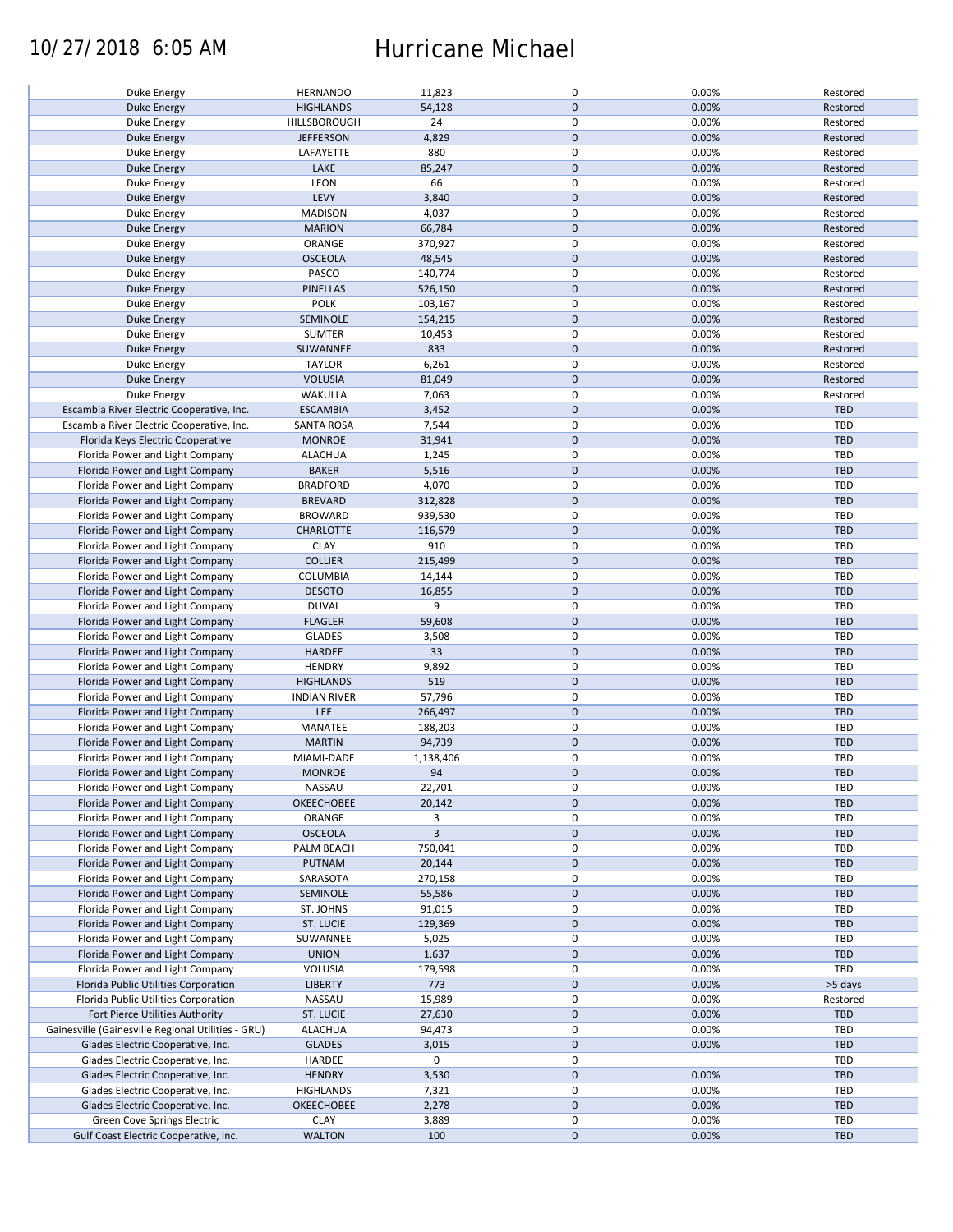| | | | | | |
|---|---|---|---|---|---|
| Duke Energy | HERNANDO | 11,823 | 0 | 0.00% | Restored |
| Duke Energy | HIGHLANDS | 54,128 | 0 | 0.00% | Restored |
| Duke Energy | HILLSBOROUGH | 24 | 0 | 0.00% | Restored |
| Duke Energy | JEFFERSON | 4,829 | 0 | 0.00% | Restored |
| Duke Energy | LAFAYETTE | 880 | 0 | 0.00% | Restored |
| Duke Energy | LAKE | 85,247 | 0 | 0.00% | Restored |
| Duke Energy | LEON | 66 | 0 | 0.00% | Restored |
| Duke Energy | LEVY | 3,840 | 0 | 0.00% | Restored |
| Duke Energy | MADISON | 4,037 | 0 | 0.00% | Restored |
| Duke Energy | MARION | 66,784 | 0 | 0.00% | Restored |
| Duke Energy | ORANGE | 370,927 | 0 | 0.00% | Restored |
| Duke Energy | OSCEOLA | 48,545 | 0 | 0.00% | Restored |
| Duke Energy | PASCO | 140,774 | 0 | 0.00% | Restored |
| Duke Energy | PINELLAS | 526,150 | 0 | 0.00% | Restored |
| Duke Energy | POLK | 103,167 | 0 | 0.00% | Restored |
| Duke Energy | SEMINOLE | 154,215 | 0 | 0.00% | Restored |
| Duke Energy | SUMTER | 10,453 | 0 | 0.00% | Restored |
| Duke Energy | SUWANNEE | 833 | 0 | 0.00% | Restored |
| Duke Energy | TAYLOR | 6,261 | 0 | 0.00% | Restored |
| Duke Energy | VOLUSIA | 81,049 | 0 | 0.00% | Restored |
| Duke Energy | WAKULLA | 7,063 | 0 | 0.00% | Restored |
| Escambia River Electric Cooperative, Inc. | ESCAMBIA | 3,452 | 0 | 0.00% | TBD |
| Escambia River Electric Cooperative, Inc. | SANTA ROSA | 7,544 | 0 | 0.00% | TBD |
| Florida Keys Electric Cooperative | MONROE | 31,941 | 0 | 0.00% | TBD |
| Florida Power and Light Company | ALACHUA | 1,245 | 0 | 0.00% | TBD |
| Florida Power and Light Company | BAKER | 5,516 | 0 | 0.00% | TBD |
| Florida Power and Light Company | BRADFORD | 4,070 | 0 | 0.00% | TBD |
| Florida Power and Light Company | BREVARD | 312,828 | 0 | 0.00% | TBD |
| Florida Power and Light Company | BROWARD | 939,530 | 0 | 0.00% | TBD |
| Florida Power and Light Company | CHARLOTTE | 116,579 | 0 | 0.00% | TBD |
| Florida Power and Light Company | CLAY | 910 | 0 | 0.00% | TBD |
| Florida Power and Light Company | COLLIER | 215,499 | 0 | 0.00% | TBD |
| Florida Power and Light Company | COLUMBIA | 14,144 | 0 | 0.00% | TBD |
| Florida Power and Light Company | DESOTO | 16,855 | 0 | 0.00% | TBD |
| Florida Power and Light Company | DUVAL | 9 | 0 | 0.00% | TBD |
| Florida Power and Light Company | FLAGLER | 59,608 | 0 | 0.00% | TBD |
| Florida Power and Light Company | GLADES | 3,508 | 0 | 0.00% | TBD |
| Florida Power and Light Company | HARDEE | 33 | 0 | 0.00% | TBD |
| Florida Power and Light Company | HENDRY | 9,892 | 0 | 0.00% | TBD |
| Florida Power and Light Company | HIGHLANDS | 519 | 0 | 0.00% | TBD |
| Florida Power and Light Company | INDIAN RIVER | 57,796 | 0 | 0.00% | TBD |
| Florida Power and Light Company | LEE | 266,497 | 0 | 0.00% | TBD |
| Florida Power and Light Company | MANATEE | 188,203 | 0 | 0.00% | TBD |
| Florida Power and Light Company | MARTIN | 94,739 | 0 | 0.00% | TBD |
| Florida Power and Light Company | MIAMI-DADE | 1,138,406 | 0 | 0.00% | TBD |
| Florida Power and Light Company | MONROE | 94 | 0 | 0.00% | TBD |
| Florida Power and Light Company | NASSAU | 22,701 | 0 | 0.00% | TBD |
| Florida Power and Light Company | OKEECHOBEE | 20,142 | 0 | 0.00% | TBD |
| Florida Power and Light Company | ORANGE | 3 | 0 | 0.00% | TBD |
| Florida Power and Light Company | OSCEOLA | 3 | 0 | 0.00% | TBD |
| Florida Power and Light Company | PALM BEACH | 750,041 | 0 | 0.00% | TBD |
| Florida Power and Light Company | PUTNAM | 20,144 | 0 | 0.00% | TBD |
| Florida Power and Light Company | SARASOTA | 270,158 | 0 | 0.00% | TBD |
| Florida Power and Light Company | SEMINOLE | 55,586 | 0 | 0.00% | TBD |
| Florida Power and Light Company | ST. JOHNS | 91,015 | 0 | 0.00% | TBD |
| Florida Power and Light Company | ST. LUCIE | 129,369 | 0 | 0.00% | TBD |
| Florida Power and Light Company | SUWANNEE | 5,025 | 0 | 0.00% | TBD |
| Florida Power and Light Company | UNION | 1,637 | 0 | 0.00% | TBD |
| Florida Power and Light Company | VOLUSIA | 179,598 | 0 | 0.00% | TBD |
| Florida Public Utilities Corporation | LIBERTY | 773 | 0 | 0.00% | >5 days |
| Florida Public Utilities Corporation | NASSAU | 15,989 | 0 | 0.00% | Restored |
| Fort Pierce Utilities Authority | ST. LUCIE | 27,630 | 0 | 0.00% | TBD |
| Gainesville (Gainesville Regional Utilities - GRU) | ALACHUA | 94,473 | 0 | 0.00% | TBD |
| Glades Electric Cooperative, Inc. | GLADES | 3,015 | 0 | 0.00% | TBD |
| Glades Electric Cooperative, Inc. | HARDEE | 0 | 0 | | TBD |
| Glades Electric Cooperative, Inc. | HENDRY | 3,530 | 0 | 0.00% | TBD |
| Glades Electric Cooperative, Inc. | HIGHLANDS | 7,321 | 0 | 0.00% | TBD |
| Glades Electric Cooperative, Inc. | OKEECHOBEE | 2,278 | 0 | 0.00% | TBD |
| Green Cove Springs Electric | CLAY | 3,889 | 0 | 0.00% | TBD |
| Gulf Coast Electric Cooperative, Inc. | WALTON | 100 | 0 | 0.00% | TBD |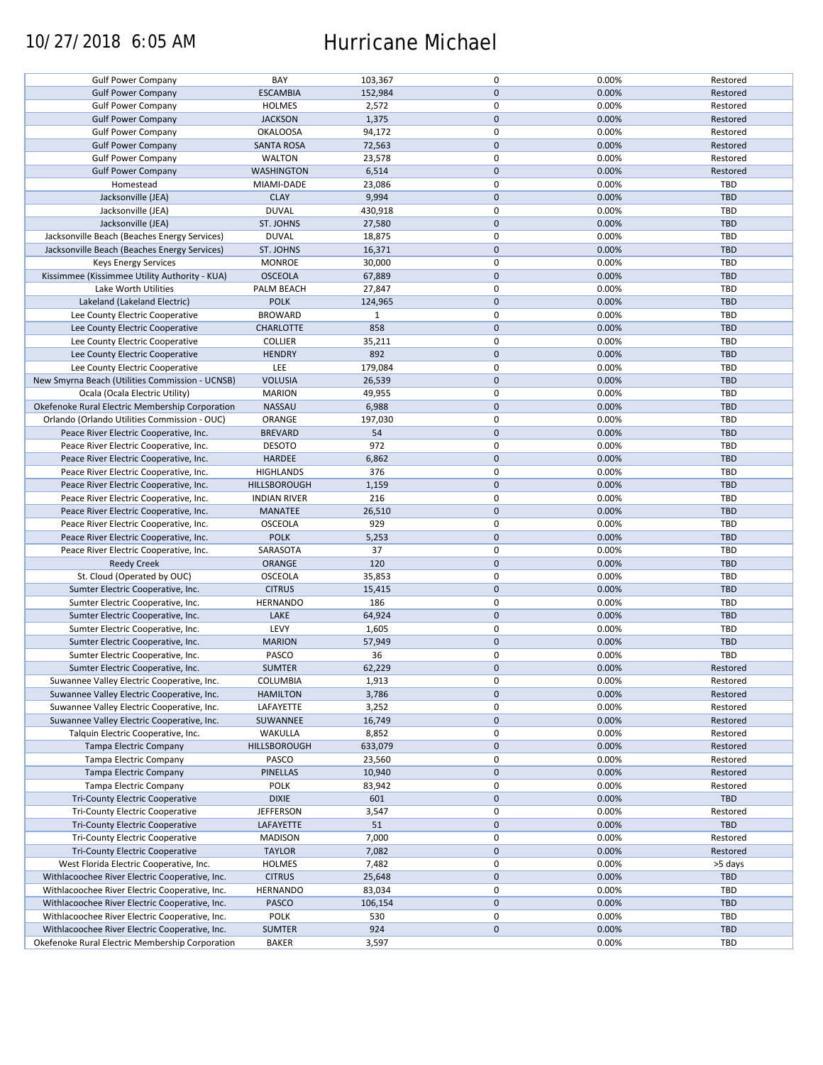10/27/2018 6:05 AM Hurricane Michael

| | | | | | |
|---|---|---|---|---|---|
| Gulf Power Company | BAY | 103,367 | 0 | 0.00% | Restored |
| Gulf Power Company | ESCAMBIA | 152,984 | 0 | 0.00% | Restored |
| Gulf Power Company | HOLMES | 2,572 | 0 | 0.00% | Restored |
| Gulf Power Company | JACKSON | 1,375 | 0 | 0.00% | Restored |
| Gulf Power Company | OKALOOSA | 94,172 | 0 | 0.00% | Restored |
| Gulf Power Company | SANTA ROSA | 72,563 | 0 | 0.00% | Restored |
| Gulf Power Company | WALTON | 23,578 | 0 | 0.00% | Restored |
| Gulf Power Company | WASHINGTON | 6,514 | 0 | 0.00% | Restored |
| Homestead | MIAMI-DADE | 23,086 | 0 | 0.00% | TBD |
| Jacksonville (JEA) | CLAY | 9,994 | 0 | 0.00% | TBD |
| Jacksonville (JEA) | DUVAL | 430,918 | 0 | 0.00% | TBD |
| Jacksonville (JEA) | ST. JOHNS | 27,580 | 0 | 0.00% | TBD |
| Jacksonville Beach (Beaches Energy Services) | DUVAL | 18,875 | 0 | 0.00% | TBD |
| Jacksonville Beach (Beaches Energy Services) | ST. JOHNS | 16,371 | 0 | 0.00% | TBD |
| Keys Energy Services | MONROE | 30,000 | 0 | 0.00% | TBD |
| Kissimmee (Kissimmee Utility Authority - KUA) | OSCEOLA | 67,889 | 0 | 0.00% | TBD |
| Lake Worth Utilities | PALM BEACH | 27,847 | 0 | 0.00% | TBD |
| Lakeland (Lakeland Electric) | POLK | 124,965 | 0 | 0.00% | TBD |
| Lee County Electric Cooperative | BROWARD | 1 | 0 | 0.00% | TBD |
| Lee County Electric Cooperative | CHARLOTTE | 858 | 0 | 0.00% | TBD |
| Lee County Electric Cooperative | COLLIER | 35,211 | 0 | 0.00% | TBD |
| Lee County Electric Cooperative | HENDRY | 892 | 0 | 0.00% | TBD |
| Lee County Electric Cooperative | LEE | 179,084 | 0 | 0.00% | TBD |
| New Smyrna Beach (Utilities Commission - UCNSB) | VOLUSIA | 26,539 | 0 | 0.00% | TBD |
| Ocala (Ocala Electric Utility) | MARION | 49,955 | 0 | 0.00% | TBD |
| Okefenoke Rural Electric Membership Corporation | NASSAU | 6,988 | 0 | 0.00% | TBD |
| Orlando (Orlando Utilities Commission - OUC) | ORANGE | 197,030 | 0 | 0.00% | TBD |
| Peace River Electric Cooperative, Inc. | BREVARD | 54 | 0 | 0.00% | TBD |
| Peace River Electric Cooperative, Inc. | DESOTO | 972 | 0 | 0.00% | TBD |
| Peace River Electric Cooperative, Inc. | HARDEE | 6,862 | 0 | 0.00% | TBD |
| Peace River Electric Cooperative, Inc. | HIGHLANDS | 376 | 0 | 0.00% | TBD |
| Peace River Electric Cooperative, Inc. | HILLSBOROUGH | 1,159 | 0 | 0.00% | TBD |
| Peace River Electric Cooperative, Inc. | INDIAN RIVER | 216 | 0 | 0.00% | TBD |
| Peace River Electric Cooperative, Inc. | MANATEE | 26,510 | 0 | 0.00% | TBD |
| Peace River Electric Cooperative, Inc. | OSCEOLA | 929 | 0 | 0.00% | TBD |
| Peace River Electric Cooperative, Inc. | POLK | 5,253 | 0 | 0.00% | TBD |
| Peace River Electric Cooperative, Inc. | SARASOTA | 37 | 0 | 0.00% | TBD |
| Reedy Creek | ORANGE | 120 | 0 | 0.00% | TBD |
| St. Cloud (Operated by OUC) | OSCEOLA | 35,853 | 0 | 0.00% | TBD |
| Sumter Electric Cooperative, Inc. | CITRUS | 15,415 | 0 | 0.00% | TBD |
| Sumter Electric Cooperative, Inc. | HERNANDO | 186 | 0 | 0.00% | TBD |
| Sumter Electric Cooperative, Inc. | LAKE | 64,924 | 0 | 0.00% | TBD |
| Sumter Electric Cooperative, Inc. | LEVY | 1,605 | 0 | 0.00% | TBD |
| Sumter Electric Cooperative, Inc. | MARION | 57,949 | 0 | 0.00% | TBD |
| Sumter Electric Cooperative, Inc. | PASCO | 36 | 0 | 0.00% | TBD |
| Sumter Electric Cooperative, Inc. | SUMTER | 62,229 | 0 | 0.00% | Restored |
| Suwannee Valley Electric Cooperative, Inc. | COLUMBIA | 1,913 | 0 | 0.00% | Restored |
| Suwannee Valley Electric Cooperative, Inc. | HAMILTON | 3,786 | 0 | 0.00% | Restored |
| Suwannee Valley Electric Cooperative, Inc. | LAFAYETTE | 3,252 | 0 | 0.00% | Restored |
| Suwannee Valley Electric Cooperative, Inc. | SUWANNEE | 16,749 | 0 | 0.00% | Restored |
| Talquin Electric Cooperative, Inc. | WAKULLA | 8,852 | 0 | 0.00% | Restored |
| Tampa Electric Company | HILLSBOROUGH | 633,079 | 0 | 0.00% | Restored |
| Tampa Electric Company | PASCO | 23,560 | 0 | 0.00% | Restored |
| Tampa Electric Company | PINELLAS | 10,940 | 0 | 0.00% | Restored |
| Tampa Electric Company | POLK | 83,942 | 0 | 0.00% | Restored |
| Tri-County Electric Cooperative | DIXIE | 601 | 0 | 0.00% | TBD |
| Tri-County Electric Cooperative | JEFFERSON | 3,547 | 0 | 0.00% | Restored |
| Tri-County Electric Cooperative | LAFAYETTE | 51 | 0 | 0.00% | TBD |
| Tri-County Electric Cooperative | MADISON | 7,000 | 0 | 0.00% | Restored |
| Tri-County Electric Cooperative | TAYLOR | 7,082 | 0 | 0.00% | Restored |
| West Florida Electric Cooperative, Inc. | HOLMES | 7,482 | 0 | 0.00% | >5 days |
| Withlacoochee River Electric Cooperative, Inc. | CITRUS | 25,648 | 0 | 0.00% | TBD |
| Withlacoochee River Electric Cooperative, Inc. | HERNANDO | 83,034 | 0 | 0.00% | TBD |
| Withlacoochee River Electric Cooperative, Inc. | PASCO | 106,154 | 0 | 0.00% | TBD |
| Withlacoochee River Electric Cooperative, Inc. | POLK | 530 | 0 | 0.00% | TBD |
| Withlacoochee River Electric Cooperative, Inc. | SUMTER | 924 | 0 | 0.00% | TBD |
| Okefenoke Rural Electric Membership Corporation | BAKER | 3,597 | | 0.00% | TBD |